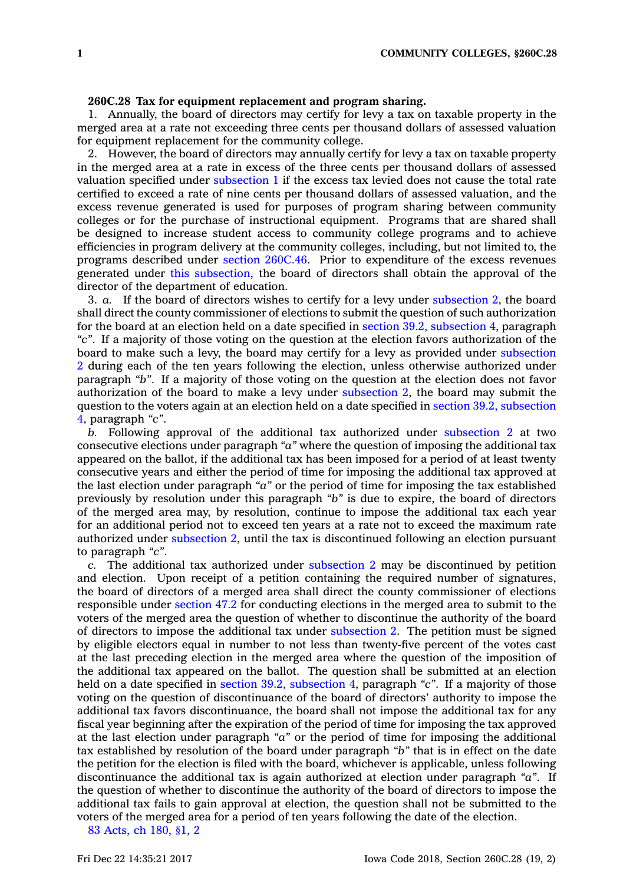**260C.28 Tax for equipment replacement and program sharing.**

1. Annually, the board of directors may certify for levy a tax on taxable property in the merged area at a rate not exceeding three cents per thousand dollars of assessed valuation for equipment replacement for the community college.

2. However, the board of directors may annually certify for levy a tax on taxable property in the merged area at a rate in excess of the three cents per thousand dollars of assessed valuation specified under subsection 1 if the excess tax levied does not cause the total rate certified to exceed a rate of nine cents per thousand dollars of assessed valuation, and the excess revenue generated is used for purposes of program sharing between community colleges or for the purchase of instructional equipment. Programs that are shared shall be designed to increase student access to community college programs and to achieve efficiencies in program delivery at the community colleges, including, but not limited to, the programs described under section 260C.46. Prior to expenditure of the excess revenues generated under this subsection, the board of directors shall obtain the approval of the director of the department of education.

3. *a.* If the board of directors wishes to certify for a levy under subsection 2, the board shall direct the county commissioner of elections to submit the question of such authorization for the board at an election held on a date specified in section 39.2, subsection 4, paragraph *"c"*. If a majority of those voting on the question at the election favors authorization of the board to make such a levy, the board may certify for a levy as provided under subsection 2 during each of the ten years following the election, unless otherwise authorized under paragraph *"b"*. If a majority of those voting on the question at the election does not favor authorization of the board to make a levy under subsection 2, the board may submit the question to the voters again at an election held on a date specified in section 39.2, subsection 4, paragraph *"c"*.

*b.* Following approval of the additional tax authorized under subsection 2 at two consecutive elections under paragraph *"a"* where the question of imposing the additional tax appeared on the ballot, if the additional tax has been imposed for a period of at least twenty consecutive years and either the period of time for imposing the additional tax approved at the last election under paragraph *"a"* or the period of time for imposing the tax established previously by resolution under this paragraph *"b"* is due to expire, the board of directors of the merged area may, by resolution, continue to impose the additional tax each year for an additional period not to exceed ten years at a rate not to exceed the maximum rate authorized under subsection 2, until the tax is discontinued following an election pursuant to paragraph *"c"*.

*c.* The additional tax authorized under subsection 2 may be discontinued by petition and election. Upon receipt of a petition containing the required number of signatures, the board of directors of a merged area shall direct the county commissioner of elections responsible under section 47.2 for conducting elections in the merged area to submit to the voters of the merged area the question of whether to discontinue the authority of the board of directors to impose the additional tax under subsection 2. The petition must be signed by eligible electors equal in number to not less than twenty-five percent of the votes cast at the last preceding election in the merged area where the question of the imposition of the additional tax appeared on the ballot. The question shall be submitted at an election held on a date specified in section 39.2, subsection 4, paragraph *"c"*. If a majority of those voting on the question of discontinuance of the board of directors' authority to impose the additional tax favors discontinuance, the board shall not impose the additional tax for any fiscal year beginning after the expiration of the period of time for imposing the tax approved at the last election under paragraph *"a"* or the period of time for imposing the additional tax established by resolution of the board under paragraph *"b"* that is in effect on the date the petition for the election is filed with the board, whichever is applicable, unless following discontinuance the additional tax is again authorized at election under paragraph *"a"*. If the question of whether to discontinue the authority of the board of directors to impose the additional tax fails to gain approval at election, the question shall not be submitted to the voters of the merged area for a period of ten years following the date of the election.

83 Acts, ch 180, §1, 2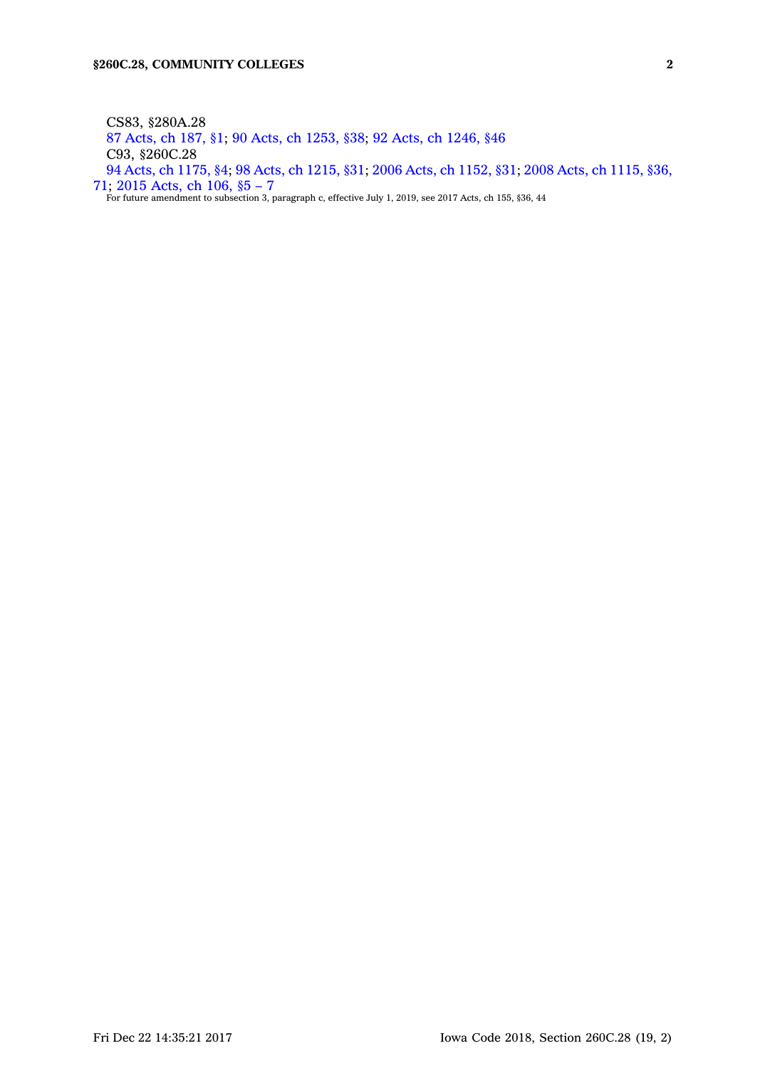CS83, §280A.28

87 Acts, ch 187, §1; 90 Acts, ch 1253, §38; 92 Acts, ch 1246, §46

C93, §260C.28

94 Acts, ch 1175, §4; 98 Acts, ch 1215, §31; 2006 Acts, ch 1152, §31; 2008 Acts, ch 1115, §36, 71; 2015 Acts, ch 106, §5 – 7

For future amendment to subsection 3, paragraph c, effective July 1, 2019, see 2017 Acts, ch 155, §36, 44